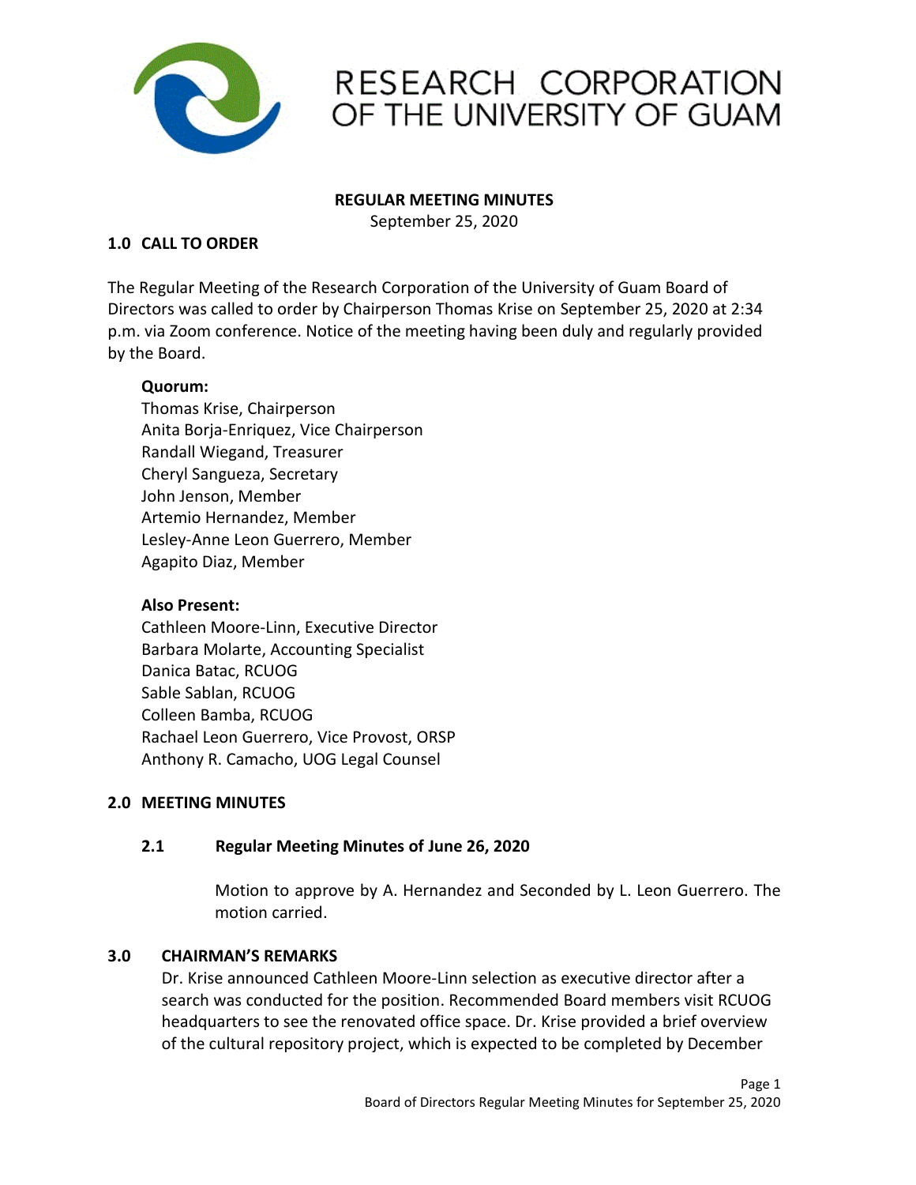# RESEARCH CORPORATION OF THE UNIVERSITY OF GUAM

**REGULAR MEETING MINUTES**

September 25, 2020

## 1.0 CALL TO ORDER

The Regular Meeting of the Research Corporation of the University of Guam Board of Directors was called to order by Chairperson Thomas Krise on September 25, 2020 at 2:34 p.m. via Zoom conference. Notice of the meeting having been duly and regularly provided by the Board.

**Quorum:**

Thomas Krise, Chairperson
Anita Borja-Enriquez, Vice Chairperson
Randall Wiegand, Treasurer
Cheryl Sangueza, Secretary
John Jenson, Member
Artemio Hernandez, Member
Lesley-Anne Leon Guerrero, Member
Agapito Diaz, Member

**Also Present:**

Cathleen Moore-Linn, Executive Director
Barbara Molarte, Accounting Specialist
Danica Batac, RCUOG
Sable Sablan, RCUOG
Colleen Bamba, RCUOG
Rachael Leon Guerrero, Vice Provost, ORSP
Anthony R. Camacho, UOG Legal Counsel

## 2.0 MEETING MINUTES

### 2.1 Regular Meeting Minutes of June 26, 2020

Motion to approve by A. Hernandez and Seconded by L. Leon Guerrero. The motion carried.

## 3.0 CHAIRMAN'S REMARKS

Dr. Krise announced Cathleen Moore-Linn selection as executive director after a search was conducted for the position. Recommended Board members visit RCUOG headquarters to see the renovated office space. Dr. Krise provided a brief overview of the cultural repository project, which is expected to be completed by December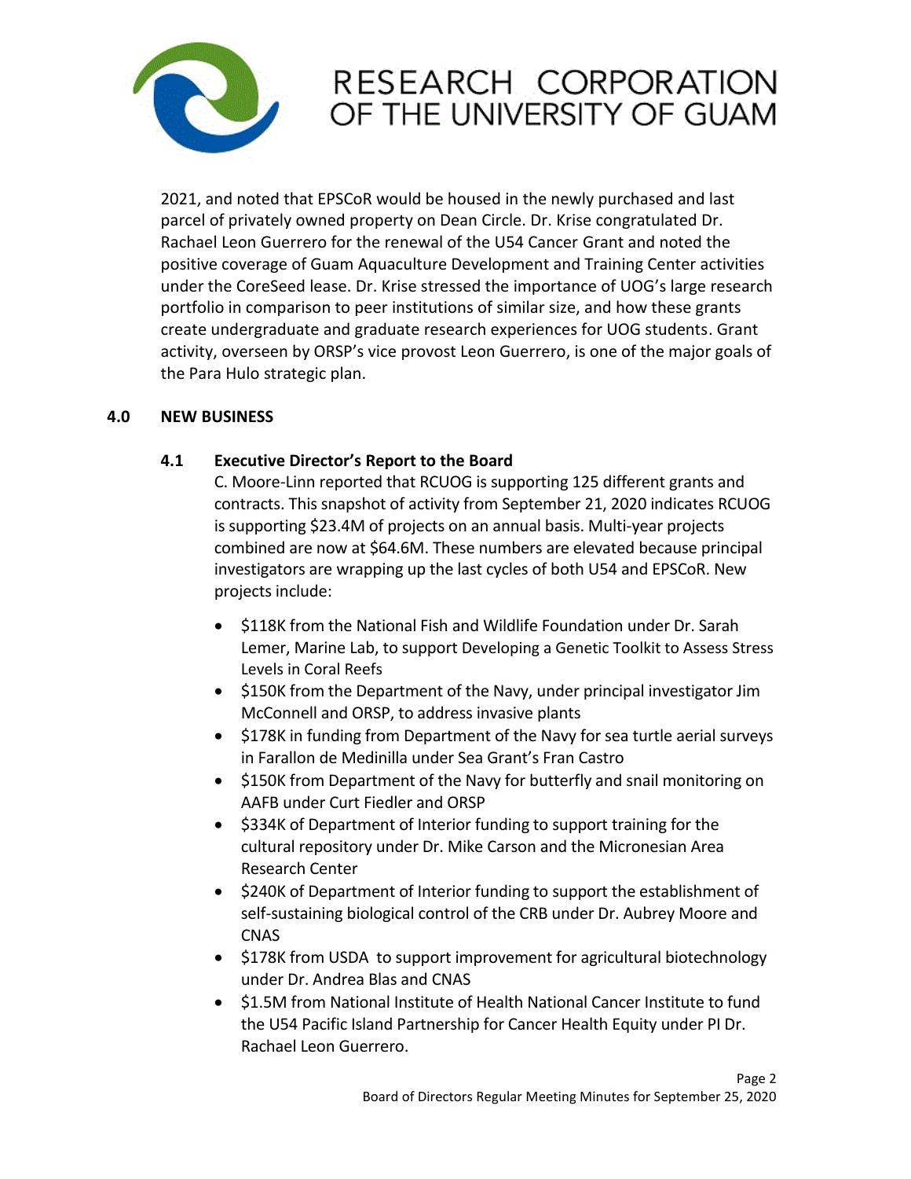2021, and noted that EPSCoR would be housed in the newly purchased and last parcel of privately owned property on Dean Circle. Dr. Krise congratulated Dr. Rachael Leon Guerrero for the renewal of the U54 Cancer Grant and noted the positive coverage of Guam Aquaculture Development and Training Center activities under the CoreSeed lease. Dr. Krise stressed the importance of UOG's large research portfolio in comparison to peer institutions of similar size, and how these grants create undergraduate and graduate research experiences for UOG students. Grant activity, overseen by ORSP's vice provost Leon Guerrero, is one of the major goals of the Para Hulo strategic plan.

## 4.0 NEW BUSINESS

### 4.1 Executive Director's Report to the Board

C. Moore-Linn reported that RCUOG is supporting 125 different grants and contracts. This snapshot of activity from September 21, 2020 indicates RCUOG is supporting $23.4M of projects on an annual basis. Multi-year projects combined are now at $64.6M. These numbers are elevated because principal investigators are wrapping up the last cycles of both U54 and EPSCoR. New projects include:

- $118K from the National Fish and Wildlife Foundation under Dr. Sarah Lemer, Marine Lab, to support Developing a Genetic Toolkit to Assess Stress Levels in Coral Reefs
- $150K from the Department of the Navy, under principal investigator Jim McConnell and ORSP, to address invasive plants
- $178K in funding from Department of the Navy for sea turtle aerial surveys in Farallon de Medinilla under Sea Grant's Fran Castro
- $150K from Department of the Navy for butterfly and snail monitoring on AAFB under Curt Fiedler and ORSP
- $334K of Department of Interior funding to support training for the cultural repository under Dr. Mike Carson and the Micronesian Area Research Center
- $240K of Department of Interior funding to support the establishment of self-sustaining biological control of the CRB under Dr. Aubrey Moore and CNAS
- $178K from USDA to support improvement for agricultural biotechnology under Dr. Andrea Blas and CNAS
- $1.5M from National Institute of Health National Cancer Institute to fund the U54 Pacific Island Partnership for Cancer Health Equity under PI Dr. Rachael Leon Guerrero.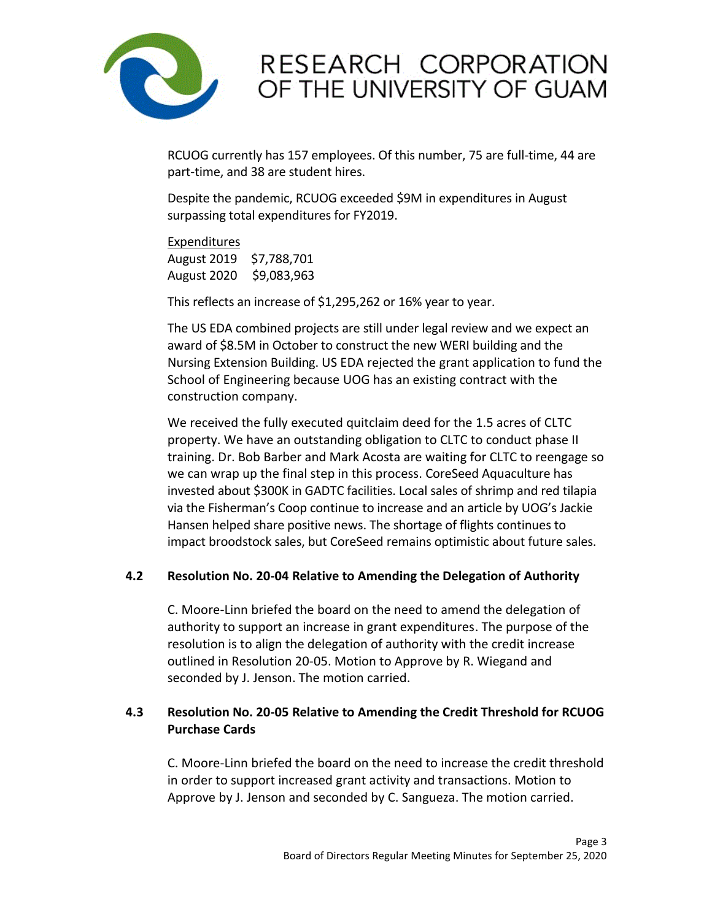RCUOG currently has 157 employees. Of this number, 75 are full-time, 44 are part-time, and 38 are student hires.

Despite the pandemic, RCUOG exceeded $9M in expenditures in August surpassing total expenditures for FY2019.

Expenditures
August 2019 $7,788,701
August 2020 $9,083,963

This reflects an increase of $1,295,262 or 16% year to year.

The US EDA combined projects are still under legal review and we expect an award of $8.5M in October to construct the new WERI building and the Nursing Extension Building. US EDA rejected the grant application to fund the School of Engineering because UOG has an existing contract with the construction company.

We received the fully executed quitclaim deed for the 1.5 acres of CLTC property. We have an outstanding obligation to CLTC to conduct phase II training. Dr. Bob Barber and Mark Acosta are waiting for CLTC to reengage so we can wrap up the final step in this process. CoreSeed Aquaculture has invested about $300K in GADTC facilities. Local sales of shrimp and red tilapia via the Fisherman's Coop continue to increase and an article by UOG's Jackie Hansen helped share positive news. The shortage of flights continues to impact broodstock sales, but CoreSeed remains optimistic about future sales.

**4.2 Resolution No. 20-04 Relative to Amending the Delegation of Authority**

C. Moore-Linn briefed the board on the need to amend the delegation of authority to support an increase in grant expenditures. The purpose of the resolution is to align the delegation of authority with the credit increase outlined in Resolution 20-05. Motion to Approve by R. Wiegand and seconded by J. Jenson. The motion carried.

**4.3 Resolution No. 20-05 Relative to Amending the Credit Threshold for RCUOG Purchase Cards**

C. Moore-Linn briefed the board on the need to increase the credit threshold in order to support increased grant activity and transactions. Motion to Approve by J. Jenson and seconded by C. Sangueza. The motion carried.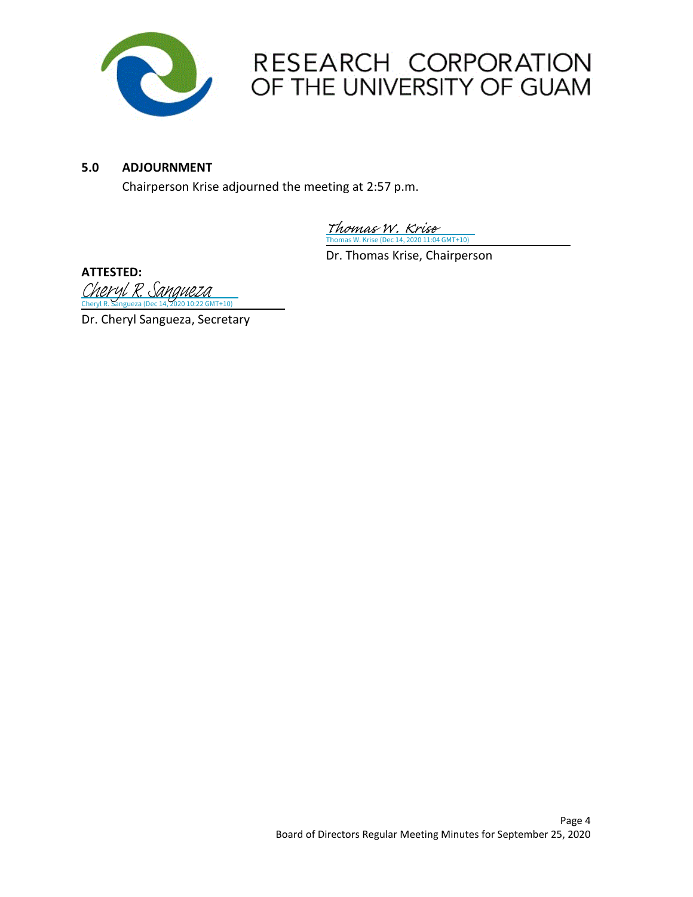# RESEARCH CORPORATION OF THE UNIVERSITY OF GUAM

### 5.0 ADJOURNMENT

Chairperson Krise adjourned the meeting at 2:57 p.m.

Thomas W. Krise
Thomas W. Krise (Dec 14, 2020 11:04 GMT+10)

Dr. Thomas Krise, Chairperson

**ATTESTED:**

Cheryl R. Sangueza
Cheryl R. Sangueza (Dec 14, 2020 10:22 GMT+10)

Dr. Cheryl Sangueza, Secretary